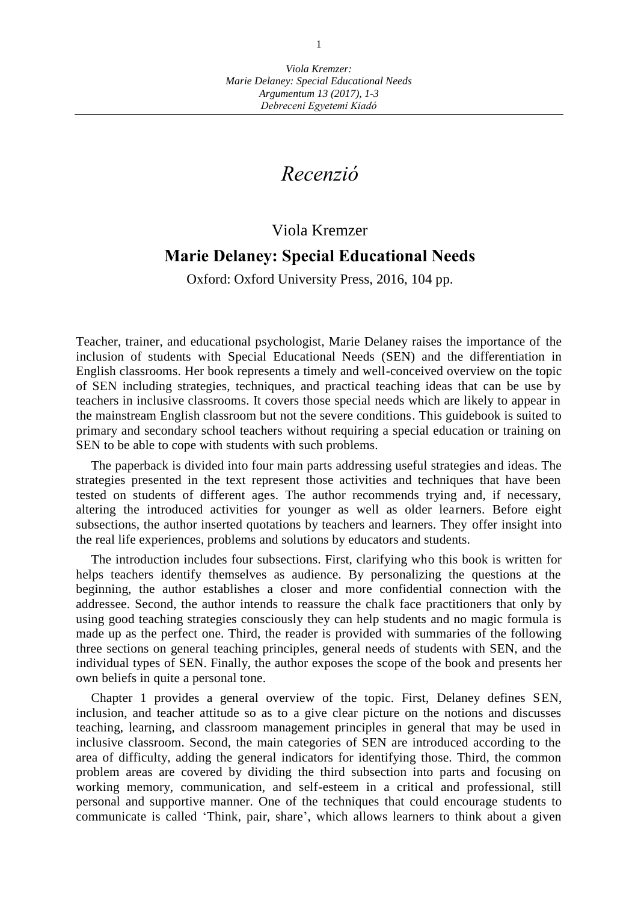# Recenzió

Viola Kremzer

## Marie Delaney: Special Educational Needs

Oxford: Oxford University Press, 2016, 104 pp.

Teacher, trainer, and educational psychologist, Marie Delaney raises the importance of the inclusion of students with Special Educational Needs (SEN) and the differentiation in English classrooms. Her book represents a timely and well-conceived overview on the topic of SEN including strategies, techniques, and practical teaching ideas that can be use by teachers in inclusive classrooms. It covers those special needs which are likely to appear in the mainstream English classroom but not the severe conditions. This guidebook is suited to primary and secondary school teachers without requiring a special education or training on SEN to be able to cope with students with such problems.

The paperback is divided into four main parts addressing useful strategies and ideas. The strategies presented in the text represent those activities and techniques that have been tested on students of different ages. The author recommends trying and, if necessary, altering the introduced activities for younger as well as older learners. Before eight subsections, the author inserted quotations by teachers and learners. They offer insight into the real life experiences, problems and solutions by educators and students.

The introduction includes four subsections. First, clarifying who this book is written for helps teachers identify themselves as audience. By personalizing the questions at the beginning, the author establishes a closer and more confidential connection with the addressee. Second, the author intends to reassure the chalk face practitioners that only by using good teaching strategies consciously they can help students and no magic formula is made up as the perfect one. Third, the reader is provided with summaries of the following three sections on general teaching principles, general needs of students with SEN, and the individual types of SEN. Finally, the author exposes the scope of the book and presents her own beliefs in quite a personal tone.

Chapter 1 provides a general overview of the topic. First, Delaney defines SEN, inclusion, and teacher attitude so as to a give clear picture on the notions and discusses teaching, learning, and classroom management principles in general that may be used in inclusive classroom. Second, the main categories of SEN are introduced according to the area of difficulty, adding the general indicators for identifying those. Third, the common problem areas are covered by dividing the third subsection into parts and focusing on working memory, communication, and self-esteem in a critical and professional, still personal and supportive manner. One of the techniques that could encourage students to communicate is called 'Think, pair, share', which allows learners to think about a given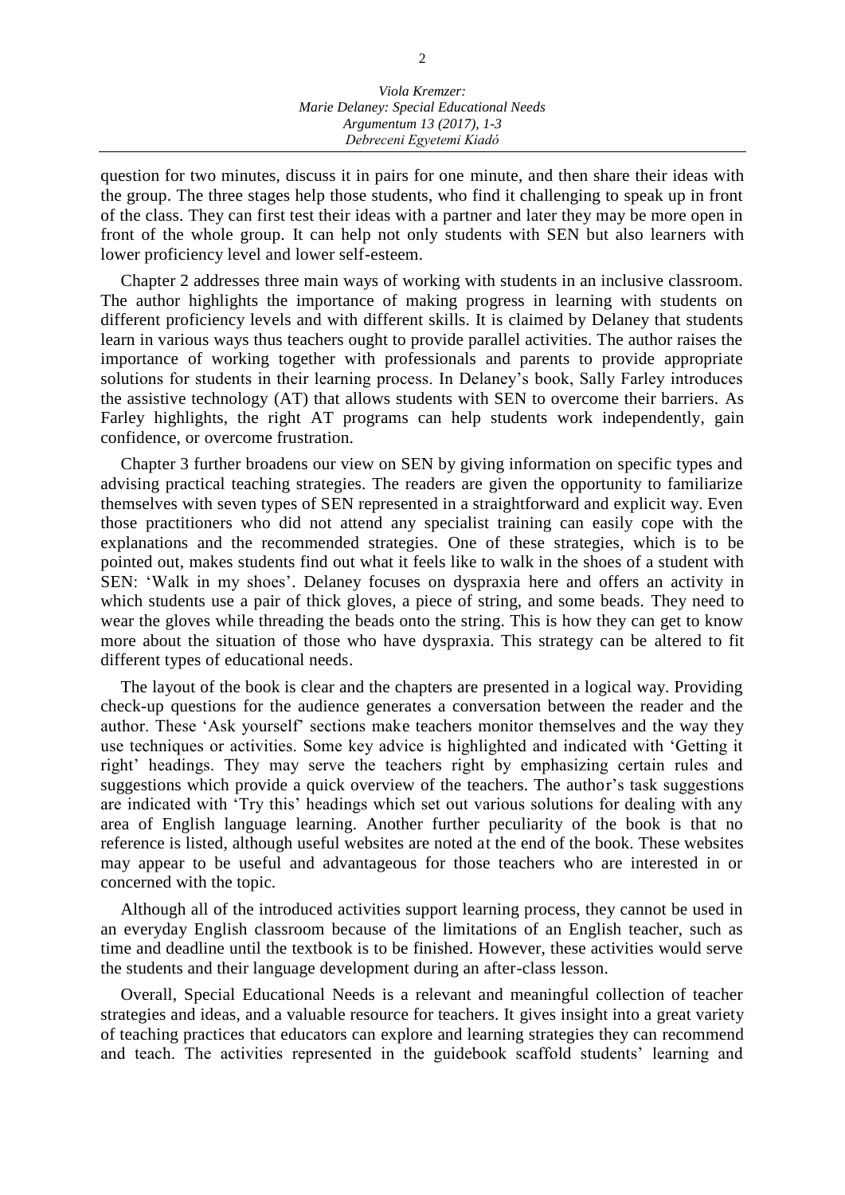question for two minutes, discuss it in pairs for one minute, and then share their ideas with the group. The three stages help those students, who find it challenging to speak up in front of the class. They can first test their ideas with a partner and later they may be more open in front of the whole group. It can help not only students with SEN but also learners with lower proficiency level and lower self-esteem.

Chapter 2 addresses three main ways of working with students in an inclusive classroom. The author highlights the importance of making progress in learning with students on different proficiency levels and with different skills. It is claimed by Delaney that students learn in various ways thus teachers ought to provide parallel activities. The author raises the importance of working together with professionals and parents to provide appropriate solutions for students in their learning process. In Delaney's book, Sally Farley introduces the assistive technology (AT) that allows students with SEN to overcome their barriers. As Farley highlights, the right AT programs can help students work independently, gain confidence, or overcome frustration.

Chapter 3 further broadens our view on SEN by giving information on specific types and advising practical teaching strategies. The readers are given the opportunity to familiarize themselves with seven types of SEN represented in a straightforward and explicit way. Even those practitioners who did not attend any specialist training can easily cope with the explanations and the recommended strategies. One of these strategies, which is to be pointed out, makes students find out what it feels like to walk in the shoes of a student with SEN: 'Walk in my shoes'. Delaney focuses on dyspraxia here and offers an activity in which students use a pair of thick gloves, a piece of string, and some beads. They need to wear the gloves while threading the beads onto the string. This is how they can get to know more about the situation of those who have dyspraxia. This strategy can be altered to fit different types of educational needs.

The layout of the book is clear and the chapters are presented in a logical way. Providing check-up questions for the audience generates a conversation between the reader and the author. These 'Ask yourself' sections make teachers monitor themselves and the way they use techniques or activities. Some key advice is highlighted and indicated with 'Getting it right' headings. They may serve the teachers right by emphasizing certain rules and suggestions which provide a quick overview of the teachers. The author's task suggestions are indicated with 'Try this' headings which set out various solutions for dealing with any area of English language learning. Another further peculiarity of the book is that no reference is listed, although useful websites are noted at the end of the book. These websites may appear to be useful and advantageous for those teachers who are interested in or concerned with the topic.

Although all of the introduced activities support learning process, they cannot be used in an everyday English classroom because of the limitations of an English teacher, such as time and deadline until the textbook is to be finished. However, these activities would serve the students and their language development during an after-class lesson.

Overall, Special Educational Needs is a relevant and meaningful collection of teacher strategies and ideas, and a valuable resource for teachers. It gives insight into a great variety of teaching practices that educators can explore and learning strategies they can recommend and teach. The activities represented in the guidebook scaffold students' learning and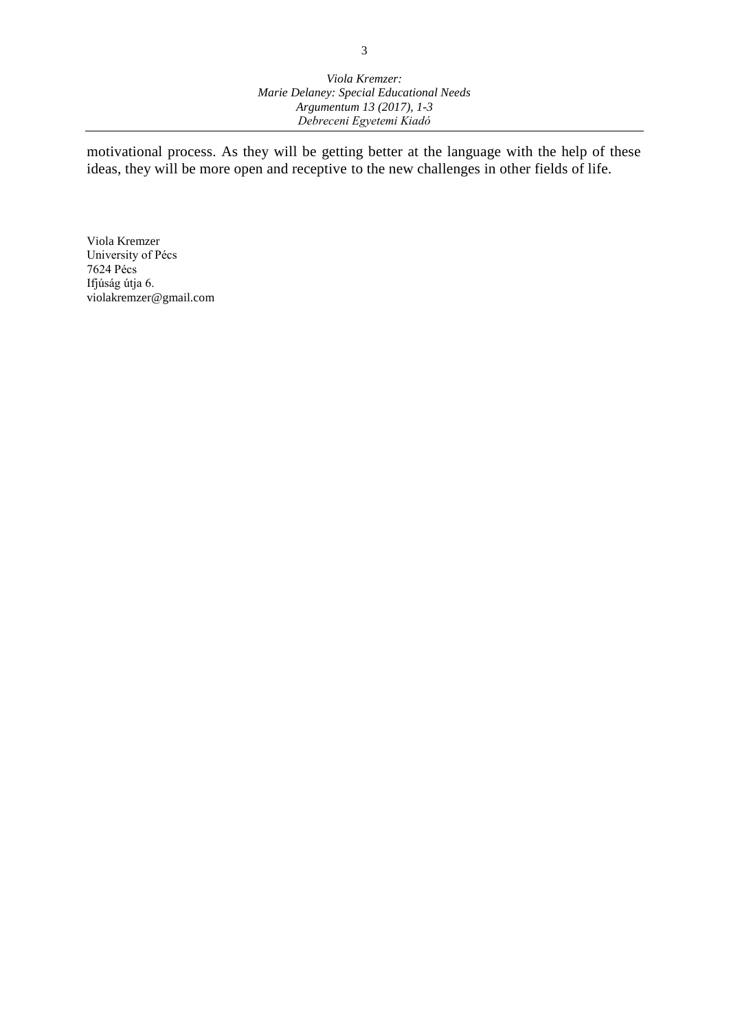motivational process. As they will be getting better at the language with the help of these ideas, they will be more open and receptive to the new challenges in other fields of life.

Viola Kremzer  
University of Pécs  
7624 Pécs  
Ifjúság útja 6.  
violakremzer@gmail.com